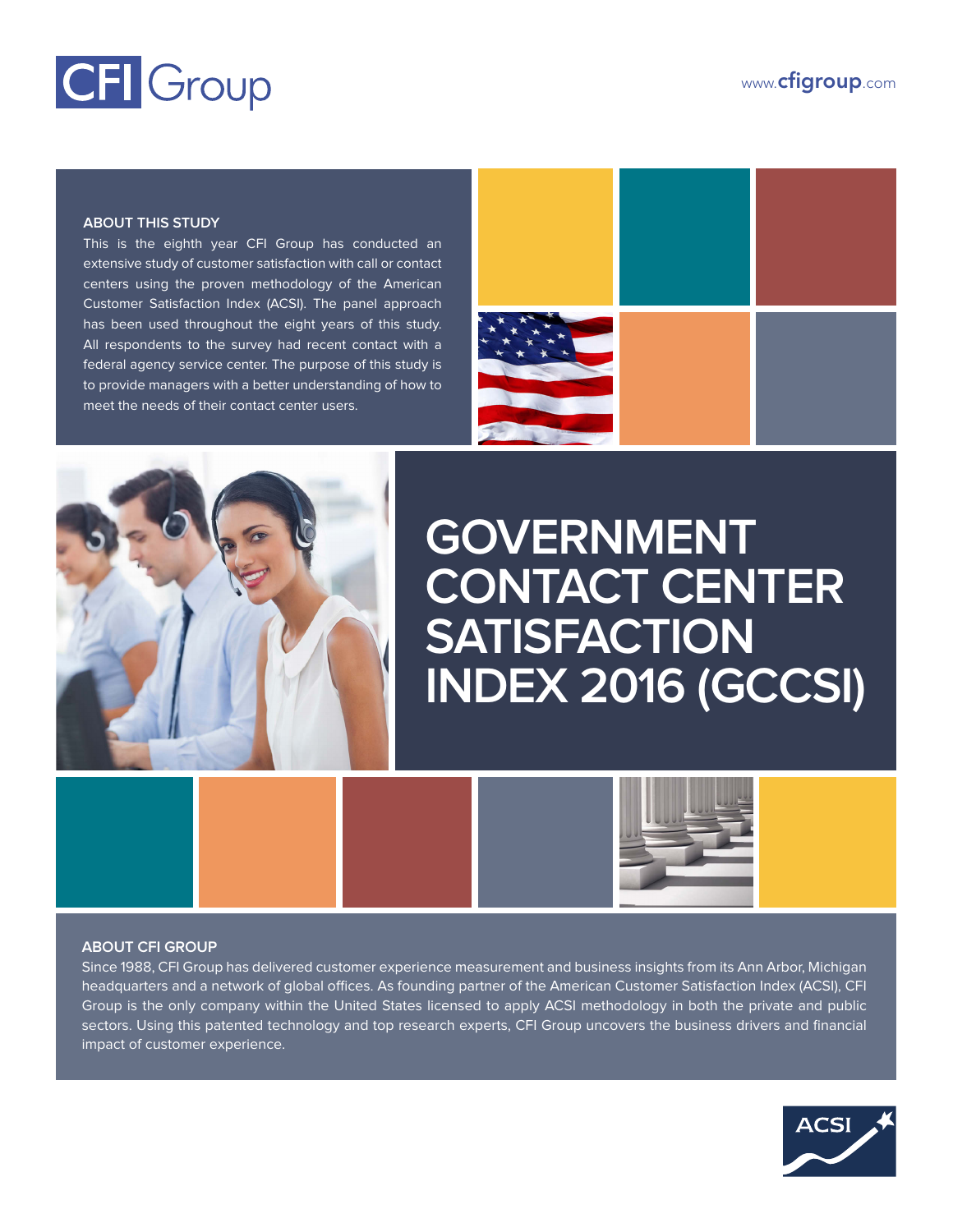CFI Group

www.cfigroup.com

## ABOUT THIS STUDY

This is the eighth year CFI Group has conducted an extensive study of customer satisfaction with call or contact centers using the proven methodology of the American Customer Satisfaction Index (ACSI). The panel approach has been used throughout the eight years of this study. All respondents to the survey had recent contact with a federal agency service center. The purpose of this study is to provide managers with a better understanding of how to meet the needs of their contact center users.

# GOVERNMENT CONTACT CENTER SATISFACTION INDEX 2016 (GCCSI)

## ABOUT CFI GROUP

Since 1988, CFI Group has delivered customer experience measurement and business insights from its Ann Arbor, Michigan headquarters and a network of global offices. As founding partner of the American Customer Satisfaction Index (ACSI), CFI Group is the only company within the United States licensed to apply ACSI methodology in both the private and public sectors. Using this patented technology and top research experts, CFI Group uncovers the business drivers and financial impact of customer experience.

ACSI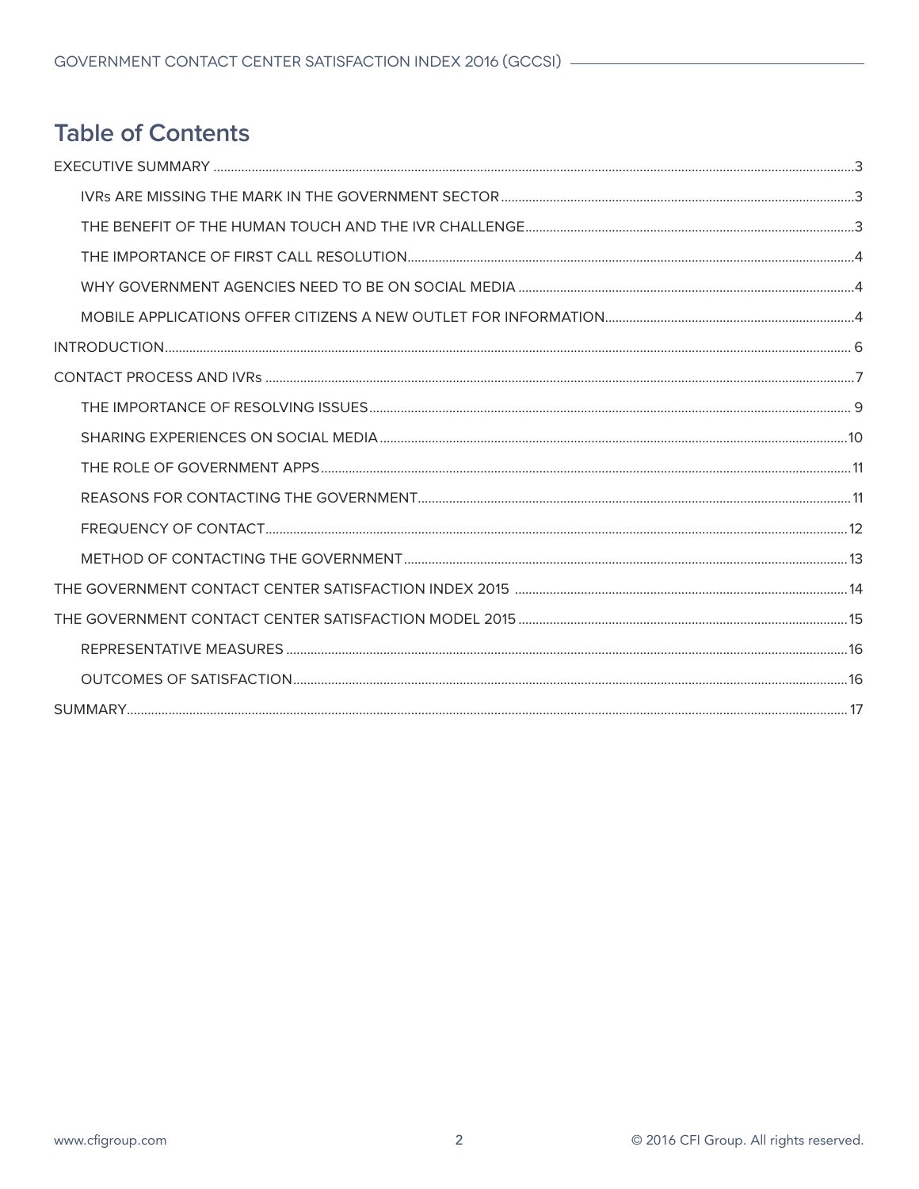# Table of Contents

- EXECUTIVE SUMMARY .....3
  - IVRs ARE MISSING THE MARK IN THE GOVERNMENT SECTOR .....3
  - THE BENEFIT OF THE HUMAN TOUCH AND THE IVR CHALLENGE .....3
  - THE IMPORTANCE OF FIRST CALL RESOLUTION .....4
  - WHY GOVERNMENT AGENCIES NEED TO BE ON SOCIAL MEDIA .....4
  - MOBILE APPLICATIONS OFFER CITIZENS A NEW OUTLET FOR INFORMATION .....4
- INTRODUCTION .....6
- CONTACT PROCESS AND IVRs .....7
  - THE IMPORTANCE OF RESOLVING ISSUES .....9
  - SHARING EXPERIENCES ON SOCIAL MEDIA .....10
  - THE ROLE OF GOVERNMENT APPS .....11
  - REASONS FOR CONTACTING THE GOVERNMENT .....11
  - FREQUENCY OF CONTACT .....12
  - METHOD OF CONTACTING THE GOVERNMENT .....13
- THE GOVERNMENT CONTACT CENTER SATISFACTION INDEX 2015 .....14
- THE GOVERNMENT CONTACT CENTER SATISFACTION MODEL 2015 .....15
  - REPRESENTATIVE MEASURES .....16
  - OUTCOMES OF SATISFACTION .....16
- SUMMARY .....17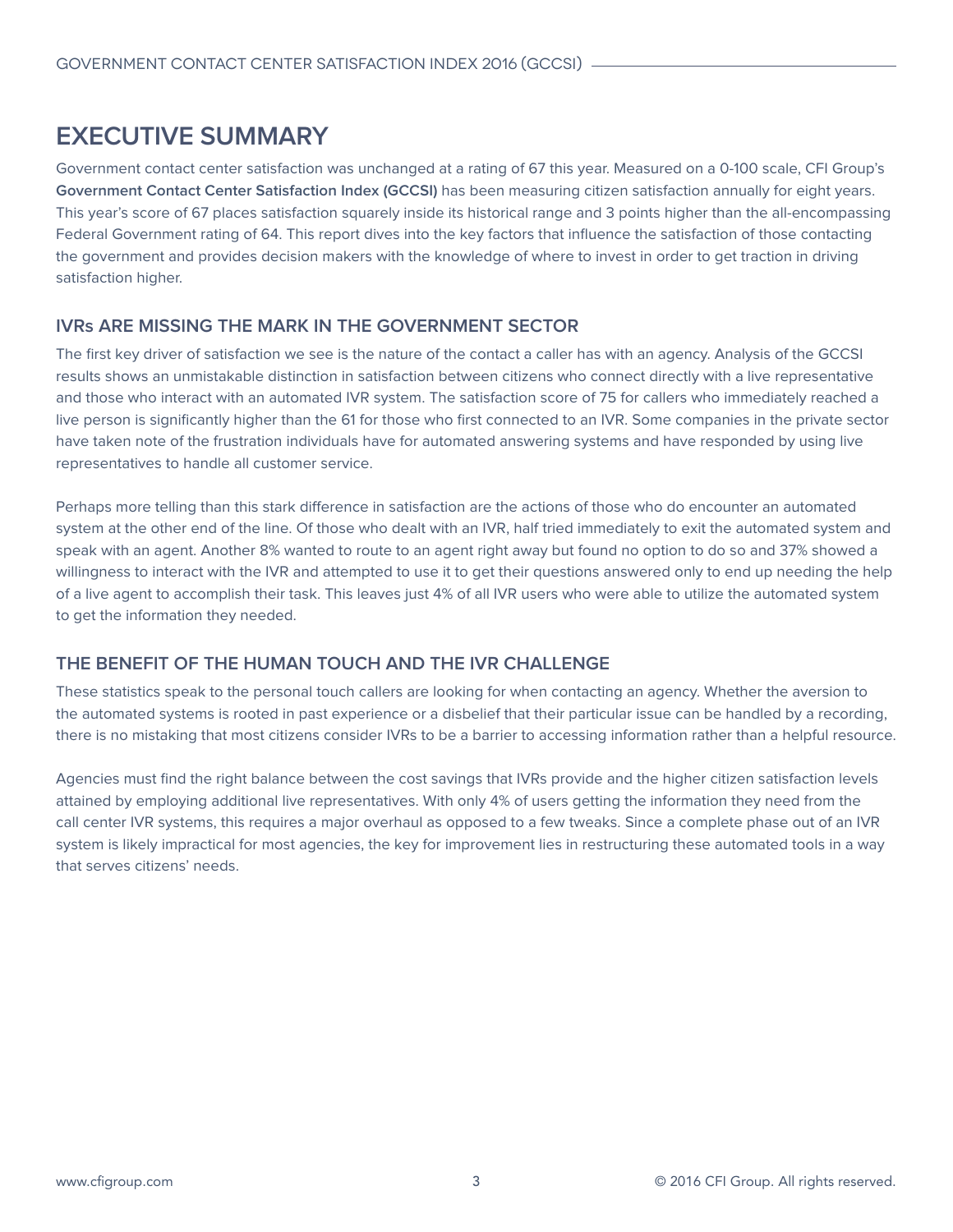# EXECUTIVE SUMMARY

Government contact center satisfaction was unchanged at a rating of 67 this year. Measured on a 0-100 scale, CFI Group's **Government Contact Center Satisfaction Index (GCCSI)** has been measuring citizen satisfaction annually for eight years. This year's score of 67 places satisfaction squarely inside its historical range and 3 points higher than the all-encompassing Federal Government rating of 64. This report dives into the key factors that influence the satisfaction of those contacting the government and provides decision makers with the knowledge of where to invest in order to get traction in driving satisfaction higher.

## IVRs ARE MISSING THE MARK IN THE GOVERNMENT SECTOR

The first key driver of satisfaction we see is the nature of the contact a caller has with an agency. Analysis of the GCCSI results shows an unmistakable distinction in satisfaction between citizens who connect directly with a live representative and those who interact with an automated IVR system. The satisfaction score of 75 for callers who immediately reached a live person is significantly higher than the 61 for those who first connected to an IVR. Some companies in the private sector have taken note of the frustration individuals have for automated answering systems and have responded by using live representatives to handle all customer service.

Perhaps more telling than this stark difference in satisfaction are the actions of those who do encounter an automated system at the other end of the line. Of those who dealt with an IVR, half tried immediately to exit the automated system and speak with an agent. Another 8% wanted to route to an agent right away but found no option to do so and 37% showed a willingness to interact with the IVR and attempted to use it to get their questions answered only to end up needing the help of a live agent to accomplish their task. This leaves just 4% of all IVR users who were able to utilize the automated system to get the information they needed.

## THE BENEFIT OF THE HUMAN TOUCH AND THE IVR CHALLENGE

These statistics speak to the personal touch callers are looking for when contacting an agency. Whether the aversion to the automated systems is rooted in past experience or a disbelief that their particular issue can be handled by a recording, there is no mistaking that most citizens consider IVRs to be a barrier to accessing information rather than a helpful resource.

Agencies must find the right balance between the cost savings that IVRs provide and the higher citizen satisfaction levels attained by employing additional live representatives. With only 4% of users getting the information they need from the call center IVR systems, this requires a major overhaul as opposed to a few tweaks. Since a complete phase out of an IVR system is likely impractical for most agencies, the key for improvement lies in restructuring these automated tools in a way that serves citizens' needs.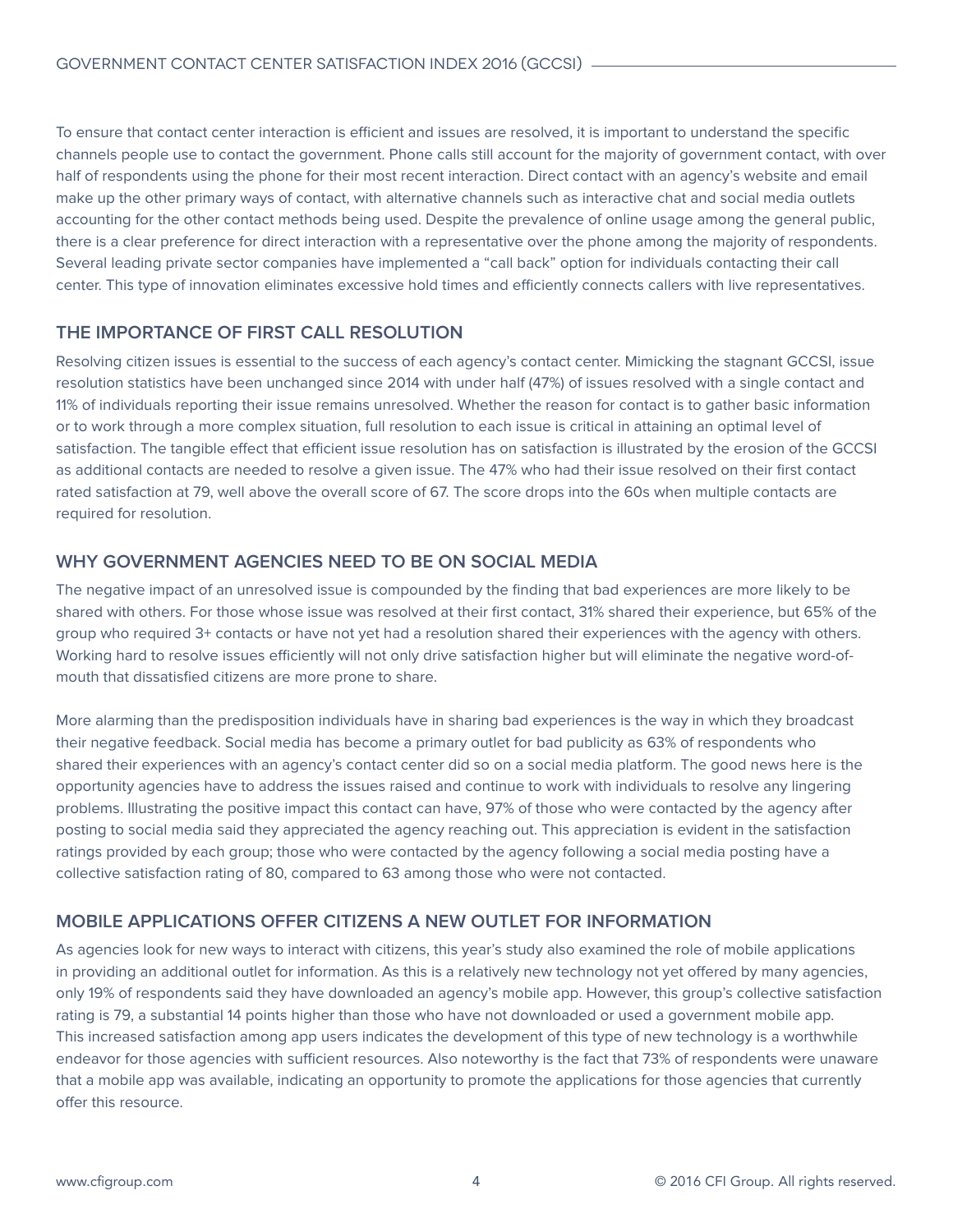To ensure that contact center interaction is efficient and issues are resolved, it is important to understand the specific channels people use to contact the government. Phone calls still account for the majority of government contact, with over half of respondents using the phone for their most recent interaction. Direct contact with an agency's website and email make up the other primary ways of contact, with alternative channels such as interactive chat and social media outlets accounting for the other contact methods being used. Despite the prevalence of online usage among the general public, there is a clear preference for direct interaction with a representative over the phone among the majority of respondents. Several leading private sector companies have implemented a "call back" option for individuals contacting their call center. This type of innovation eliminates excessive hold times and efficiently connects callers with live representatives.

## THE IMPORTANCE OF FIRST CALL RESOLUTION

Resolving citizen issues is essential to the success of each agency's contact center. Mimicking the stagnant GCCSI, issue resolution statistics have been unchanged since 2014 with under half (47%) of issues resolved with a single contact and 11% of individuals reporting their issue remains unresolved. Whether the reason for contact is to gather basic information or to work through a more complex situation, full resolution to each issue is critical in attaining an optimal level of satisfaction. The tangible effect that efficient issue resolution has on satisfaction is illustrated by the erosion of the GCCSI as additional contacts are needed to resolve a given issue. The 47% who had their issue resolved on their first contact rated satisfaction at 79, well above the overall score of 67. The score drops into the 60s when multiple contacts are required for resolution.

## WHY GOVERNMENT AGENCIES NEED TO BE ON SOCIAL MEDIA

The negative impact of an unresolved issue is compounded by the finding that bad experiences are more likely to be shared with others. For those whose issue was resolved at their first contact, 31% shared their experience, but 65% of the group who required 3+ contacts or have not yet had a resolution shared their experiences with the agency with others. Working hard to resolve issues efficiently will not only drive satisfaction higher but will eliminate the negative word-of-mouth that dissatisfied citizens are more prone to share.

More alarming than the predisposition individuals have in sharing bad experiences is the way in which they broadcast their negative feedback. Social media has become a primary outlet for bad publicity as 63% of respondents who shared their experiences with an agency's contact center did so on a social media platform. The good news here is the opportunity agencies have to address the issues raised and continue to work with individuals to resolve any lingering problems. Illustrating the positive impact this contact can have, 97% of those who were contacted by the agency after posting to social media said they appreciated the agency reaching out. This appreciation is evident in the satisfaction ratings provided by each group; those who were contacted by the agency following a social media posting have a collective satisfaction rating of 80, compared to 63 among those who were not contacted.

## MOBILE APPLICATIONS OFFER CITIZENS A NEW OUTLET FOR INFORMATION

As agencies look for new ways to interact with citizens, this year's study also examined the role of mobile applications in providing an additional outlet for information. As this is a relatively new technology not yet offered by many agencies, only 19% of respondents said they have downloaded an agency's mobile app. However, this group's collective satisfaction rating is 79, a substantial 14 points higher than those who have not downloaded or used a government mobile app. This increased satisfaction among app users indicates the development of this type of new technology is a worthwhile endeavor for those agencies with sufficient resources. Also noteworthy is the fact that 73% of respondents were unaware that a mobile app was available, indicating an opportunity to promote the applications for those agencies that currently offer this resource.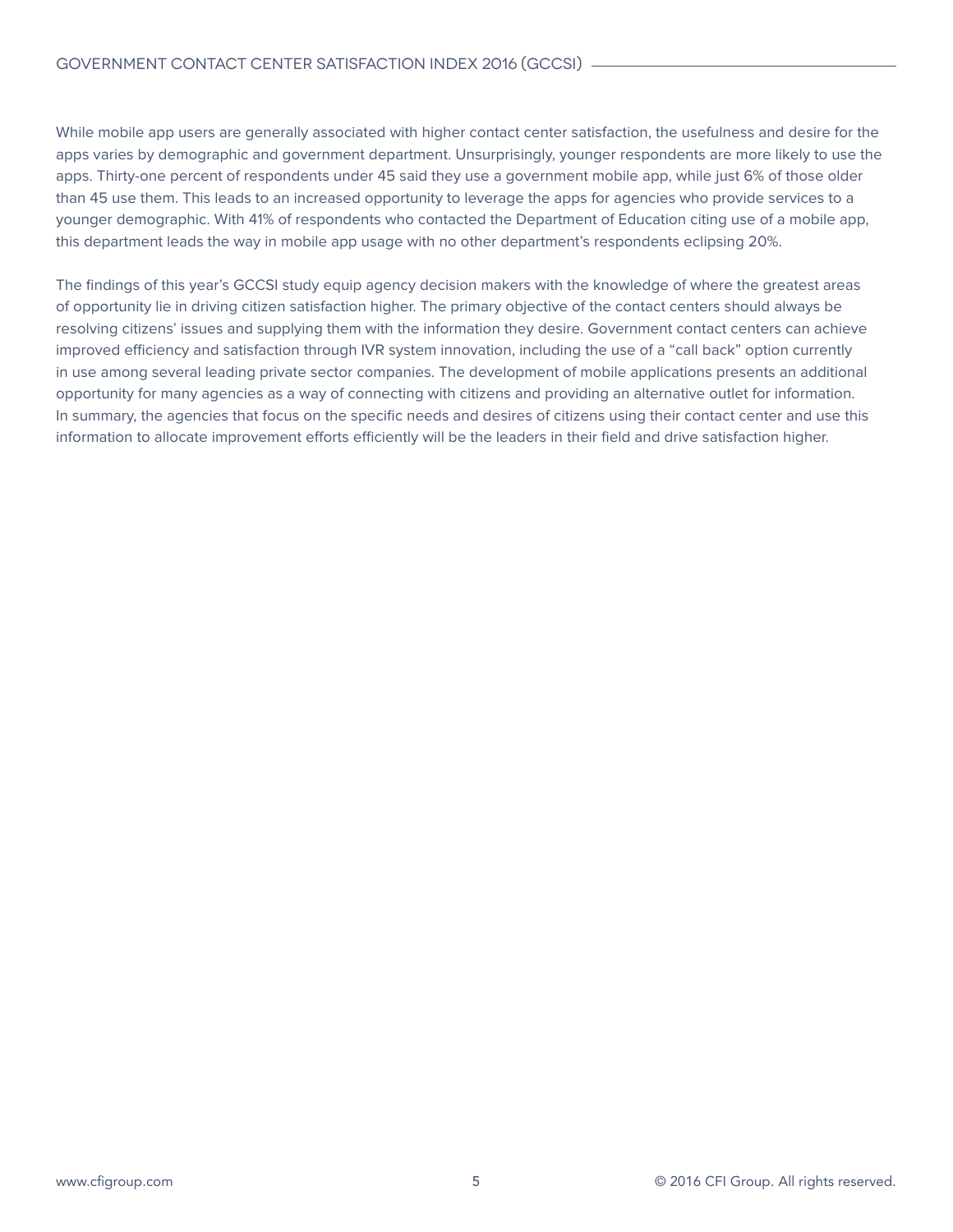While mobile app users are generally associated with higher contact center satisfaction, the usefulness and desire for the apps varies by demographic and government department. Unsurprisingly, younger respondents are more likely to use the apps. Thirty-one percent of respondents under 45 said they use a government mobile app, while just 6% of those older than 45 use them. This leads to an increased opportunity to leverage the apps for agencies who provide services to a younger demographic. With 41% of respondents who contacted the Department of Education citing use of a mobile app, this department leads the way in mobile app usage with no other department's respondents eclipsing 20%.

The findings of this year's GCCSI study equip agency decision makers with the knowledge of where the greatest areas of opportunity lie in driving citizen satisfaction higher. The primary objective of the contact centers should always be resolving citizens' issues and supplying them with the information they desire. Government contact centers can achieve improved efficiency and satisfaction through IVR system innovation, including the use of a "call back" option currently in use among several leading private sector companies. The development of mobile applications presents an additional opportunity for many agencies as a way of connecting with citizens and providing an alternative outlet for information. In summary, the agencies that focus on the specific needs and desires of citizens using their contact center and use this information to allocate improvement efforts efficiently will be the leaders in their field and drive satisfaction higher.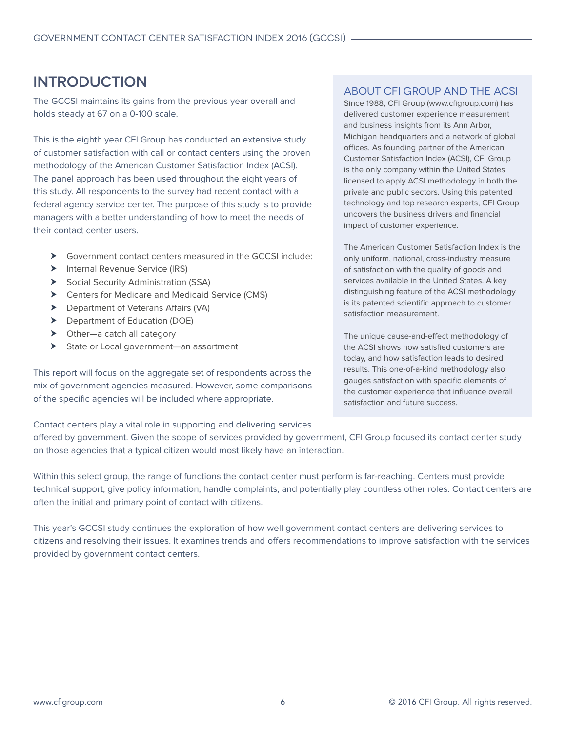# INTRODUCTION

The GCCSI maintains its gains from the previous year overall and holds steady at 67 on a 0-100 scale.

This is the eighth year CFI Group has conducted an extensive study of customer satisfaction with call or contact centers using the proven methodology of the American Customer Satisfaction Index (ACSI). The panel approach has been used throughout the eight years of this study. All respondents to the survey had recent contact with a federal agency service center. The purpose of this study is to provide managers with a better understanding of how to meet the needs of their contact center users.

- Government contact centers measured in the GCCSI include:
- Internal Revenue Service (IRS)
- Social Security Administration (SSA)
- Centers for Medicare and Medicaid Service (CMS)
- Department of Veterans Affairs (VA)
- Department of Education (DOE)
- Other—a catch all category
- State or Local government—an assortment

This report will focus on the aggregate set of respondents across the mix of government agencies measured. However, some comparisons of the specific agencies will be included where appropriate.

Contact centers play a vital role in supporting and delivering services offered by government. Given the scope of services provided by government, CFI Group focused its contact center study on those agencies that a typical citizen would most likely have an interaction.

Within this select group, the range of functions the contact center must perform is far-reaching. Centers must provide technical support, give policy information, handle complaints, and potentially play countless other roles. Contact centers are often the initial and primary point of contact with citizens.

This year's GCCSI study continues the exploration of how well government contact centers are delivering services to citizens and resolving their issues. It examines trends and offers recommendations to improve satisfaction with the services provided by government contact centers.

## ABOUT CFI GROUP AND THE ACSI

Since 1988, CFI Group (www.cfigroup.com) has delivered customer experience measurement and business insights from its Ann Arbor, Michigan headquarters and a network of global offices. As founding partner of the American Customer Satisfaction Index (ACSI), CFI Group is the only company within the United States licensed to apply ACSI methodology in both the private and public sectors. Using this patented technology and top research experts, CFI Group uncovers the business drivers and financial impact of customer experience.

The American Customer Satisfaction Index is the only uniform, national, cross-industry measure of satisfaction with the quality of goods and services available in the United States. A key distinguishing feature of the ACSI methodology is its patented scientific approach to customer satisfaction measurement.

The unique cause-and-effect methodology of the ACSI shows how satisfied customers are today, and how satisfaction leads to desired results. This one-of-a-kind methodology also gauges satisfaction with specific elements of the customer experience that influence overall satisfaction and future success.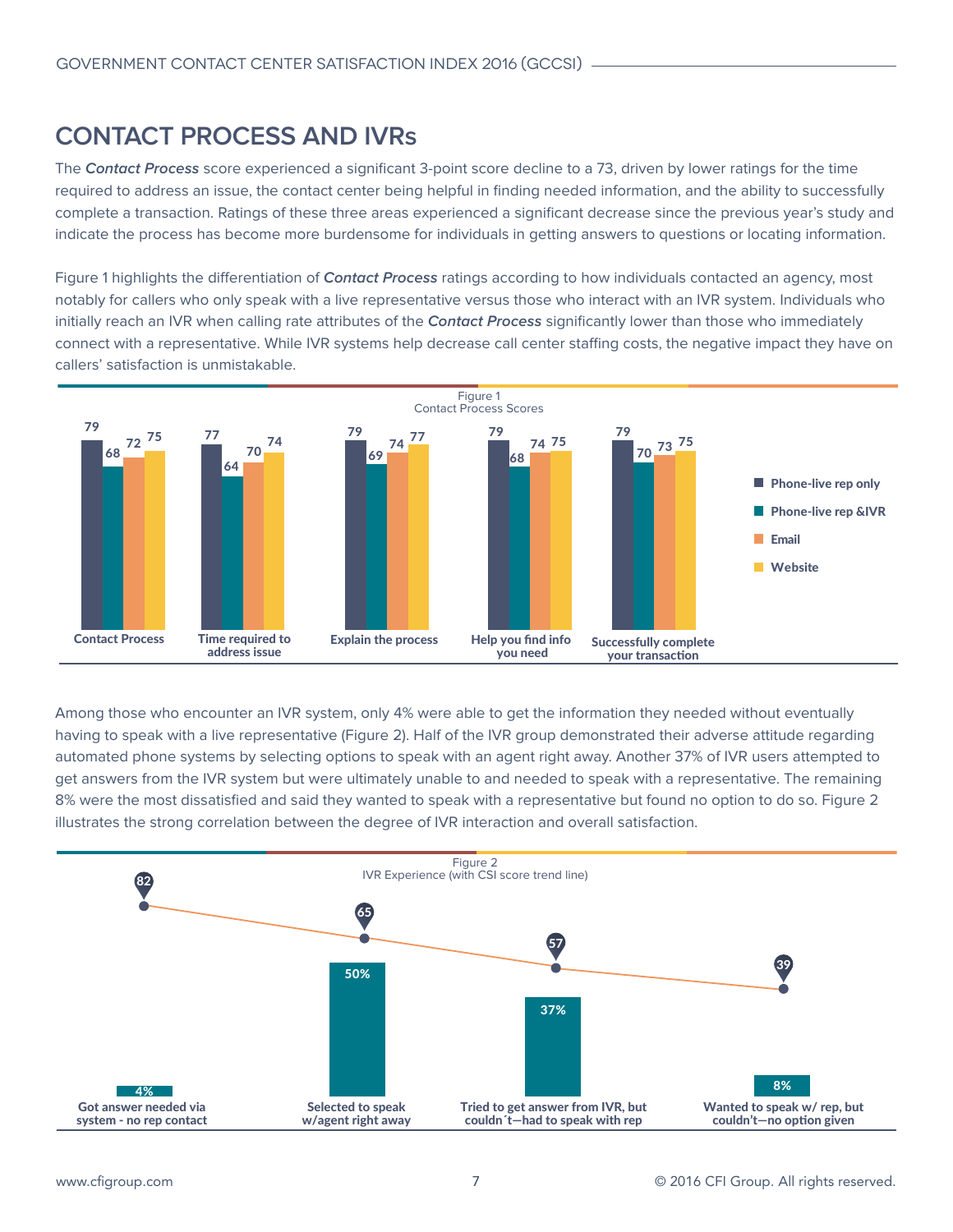## CONTACT PROCESS AND IVRs

The ***Contact Process*** score experienced a significant 3-point score decline to a 73, driven by lower ratings for the time required to address an issue, the contact center being helpful in finding needed information, and the ability to successfully complete a transaction. Ratings of these three areas experienced a significant decrease since the previous year's study and indicate the process has become more burdensome for individuals in getting answers to questions or locating information.

Figure 1 highlights the differentiation of ***Contact Process*** ratings according to how individuals contacted an agency, most notably for callers who only speak with a live representative versus those who interact with an IVR system. Individuals who initially reach an IVR when calling rate attributes of the ***Contact Process*** significantly lower than those who immediately connect with a representative. While IVR systems help decrease call center staffing costs, the negative impact they have on callers' satisfaction is unmistakable.

Figure 1
Contact Process Scores

| | Phone-live rep only | Phone-live rep &IVR | Email | Website |
|---|---|---|---|---|
| Contact Process | 79 | 68 | 72 | 75 |
| Time required to address issue | 77 | 64 | 70 | 74 |
| Explain the process | 79 | 69 | 74 | 77 |
| Help you find info you need | 79 | 68 | 74 | 75 |
| Successfully complete your transaction | 79 | 70 | 73 | 75 |

Among those who encounter an IVR system, only 4% were able to get the information they needed without eventually having to speak with a live representative (Figure 2). Half of the IVR group demonstrated their adverse attitude regarding automated phone systems by selecting options to speak with an agent right away. Another 37% of IVR users attempted to get answers from the IVR system but were ultimately unable to and needed to speak with a representative. The remaining 8% were the most dissatisfied and said they wanted to speak with a representative but found no option to do so. Figure 2 illustrates the strong correlation between the degree of IVR interaction and overall satisfaction.

Figure 2
IVR Experience (with CSI score trend line)

| IVR Experience | Percent | CSI score |
|---|---|---|
| Got answer needed via system - no rep contact | 4% | 82 |
| Selected to speak w/agent right away | 50% | 65 |
| Tried to get answer from IVR, but couldn´t—had to speak with rep | 37% | 57 |
| Wanted to speak w/ rep, but couldn't—no option given | 8% | 39 |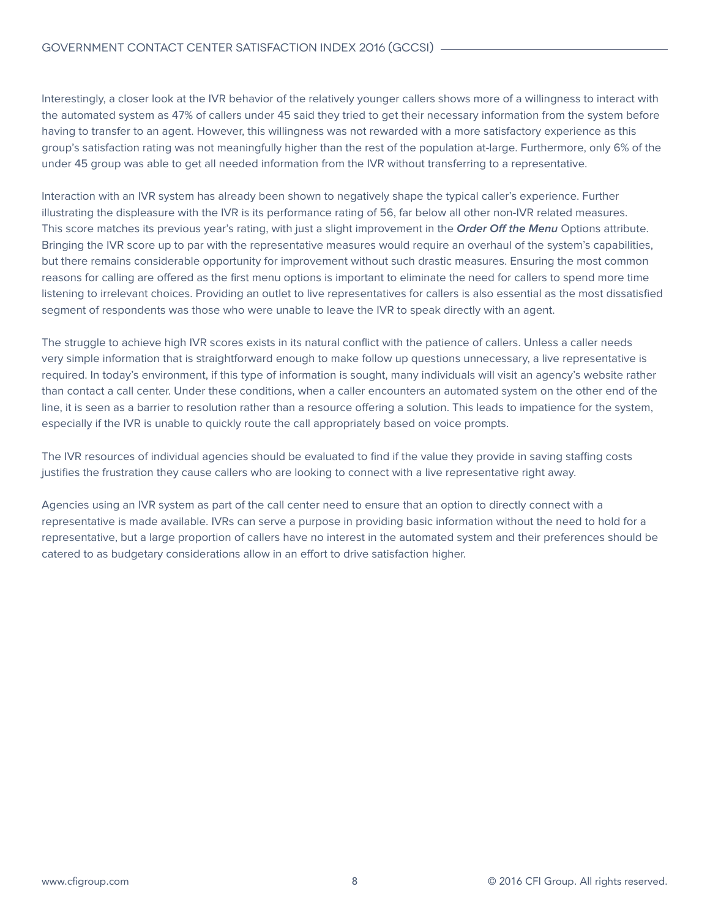Interestingly, a closer look at the IVR behavior of the relatively younger callers shows more of a willingness to interact with the automated system as 47% of callers under 45 said they tried to get their necessary information from the system before having to transfer to an agent. However, this willingness was not rewarded with a more satisfactory experience as this group's satisfaction rating was not meaningfully higher than the rest of the population at-large. Furthermore, only 6% of the under 45 group was able to get all needed information from the IVR without transferring to a representative.

Interaction with an IVR system has already been shown to negatively shape the typical caller's experience. Further illustrating the displeasure with the IVR is its performance rating of 56, far below all other non-IVR related measures. This score matches its previous year's rating, with just a slight improvement in the ***Order Off the Menu*** Options attribute. Bringing the IVR score up to par with the representative measures would require an overhaul of the system's capabilities, but there remains considerable opportunity for improvement without such drastic measures. Ensuring the most common reasons for calling are offered as the first menu options is important to eliminate the need for callers to spend more time listening to irrelevant choices. Providing an outlet to live representatives for callers is also essential as the most dissatisfied segment of respondents was those who were unable to leave the IVR to speak directly with an agent.

The struggle to achieve high IVR scores exists in its natural conflict with the patience of callers. Unless a caller needs very simple information that is straightforward enough to make follow up questions unnecessary, a live representative is required. In today's environment, if this type of information is sought, many individuals will visit an agency's website rather than contact a call center. Under these conditions, when a caller encounters an automated system on the other end of the line, it is seen as a barrier to resolution rather than a resource offering a solution. This leads to impatience for the system, especially if the IVR is unable to quickly route the call appropriately based on voice prompts.

The IVR resources of individual agencies should be evaluated to find if the value they provide in saving staffing costs justifies the frustration they cause callers who are looking to connect with a live representative right away.

Agencies using an IVR system as part of the call center need to ensure that an option to directly connect with a representative is made available. IVRs can serve a purpose in providing basic information without the need to hold for a representative, but a large proportion of callers have no interest in the automated system and their preferences should be catered to as budgetary considerations allow in an effort to drive satisfaction higher.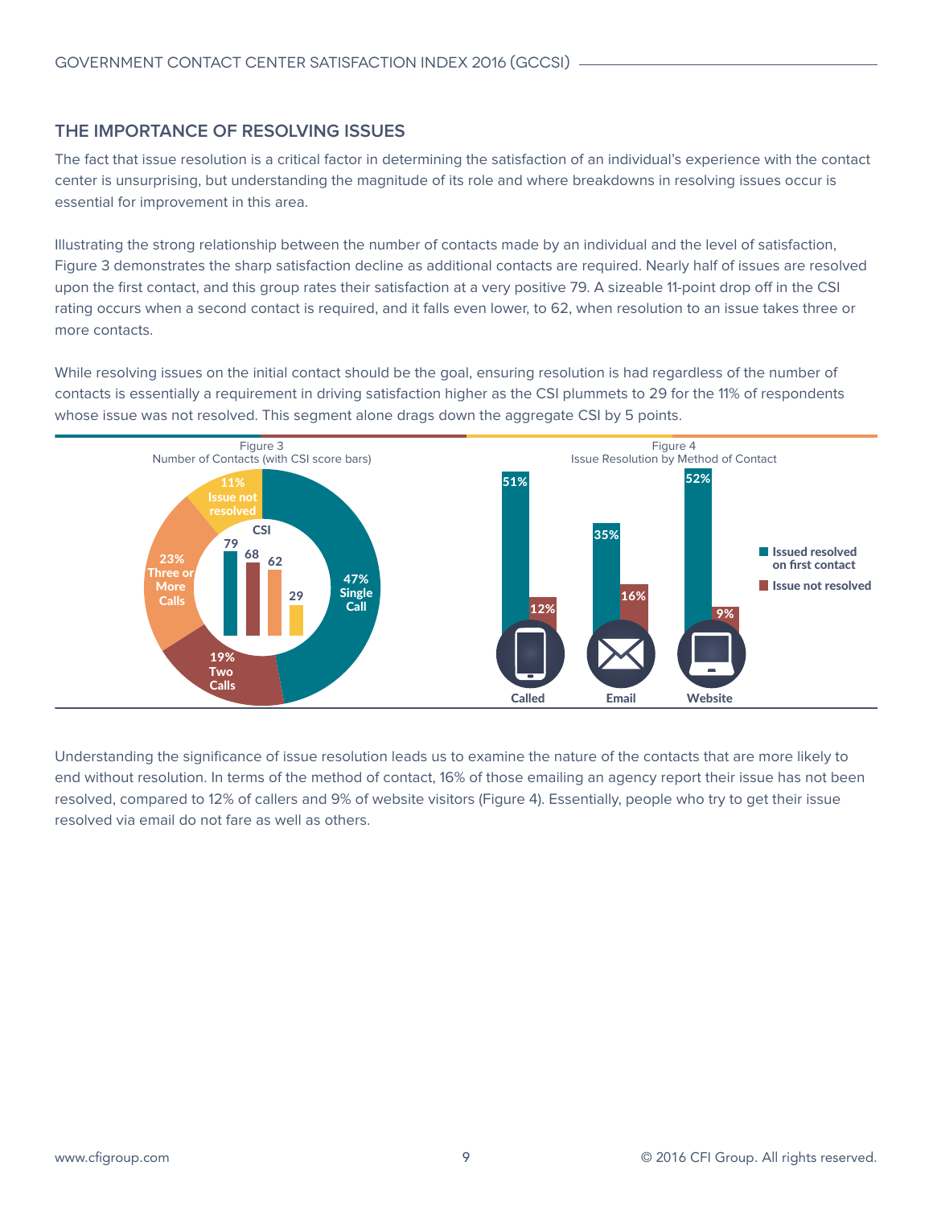## THE IMPORTANCE OF RESOLVING ISSUES

The fact that issue resolution is a critical factor in determining the satisfaction of an individual's experience with the contact center is unsurprising, but understanding the magnitude of its role and where breakdowns in resolving issues occur is essential for improvement in this area.

Illustrating the strong relationship between the number of contacts made by an individual and the level of satisfaction, Figure 3 demonstrates the sharp satisfaction decline as additional contacts are required. Nearly half of issues are resolved upon the first contact, and this group rates their satisfaction at a very positive 79. A sizeable 11-point drop off in the CSI rating occurs when a second contact is required, and it falls even lower, to 62, when resolution to an issue takes three or more contacts.

While resolving issues on the initial contact should be the goal, ensuring resolution is had regardless of the number of contacts is essentially a requirement in driving satisfaction higher as the CSI plummets to 29 for the 11% of respondents whose issue was not resolved. This segment alone drags down the aggregate CSI by 5 points.

Figure 3
Number of Contacts (with CSI score bars)

| Number of Contacts | Share | CSI |
|---|---|---|
| Single Call | 47% | 79 |
| Two Calls | 19% | 68 |
| Three or More Calls | 23% | 62 |
| Issue not resolved | 11% | 29 |

Figure 4
Issue Resolution by Method of Contact

| Method | Issued resolved on first contact | Issue not resolved |
|---|---|---|
| Called | 51% | 12% |
| Email | 35% | 16% |
| Website | 52% | 9% |

Understanding the significance of issue resolution leads us to examine the nature of the contacts that are more likely to end without resolution. In terms of the method of contact, 16% of those emailing an agency report their issue has not been resolved, compared to 12% of callers and 9% of website visitors (Figure 4). Essentially, people who try to get their issue resolved via email do not fare as well as others.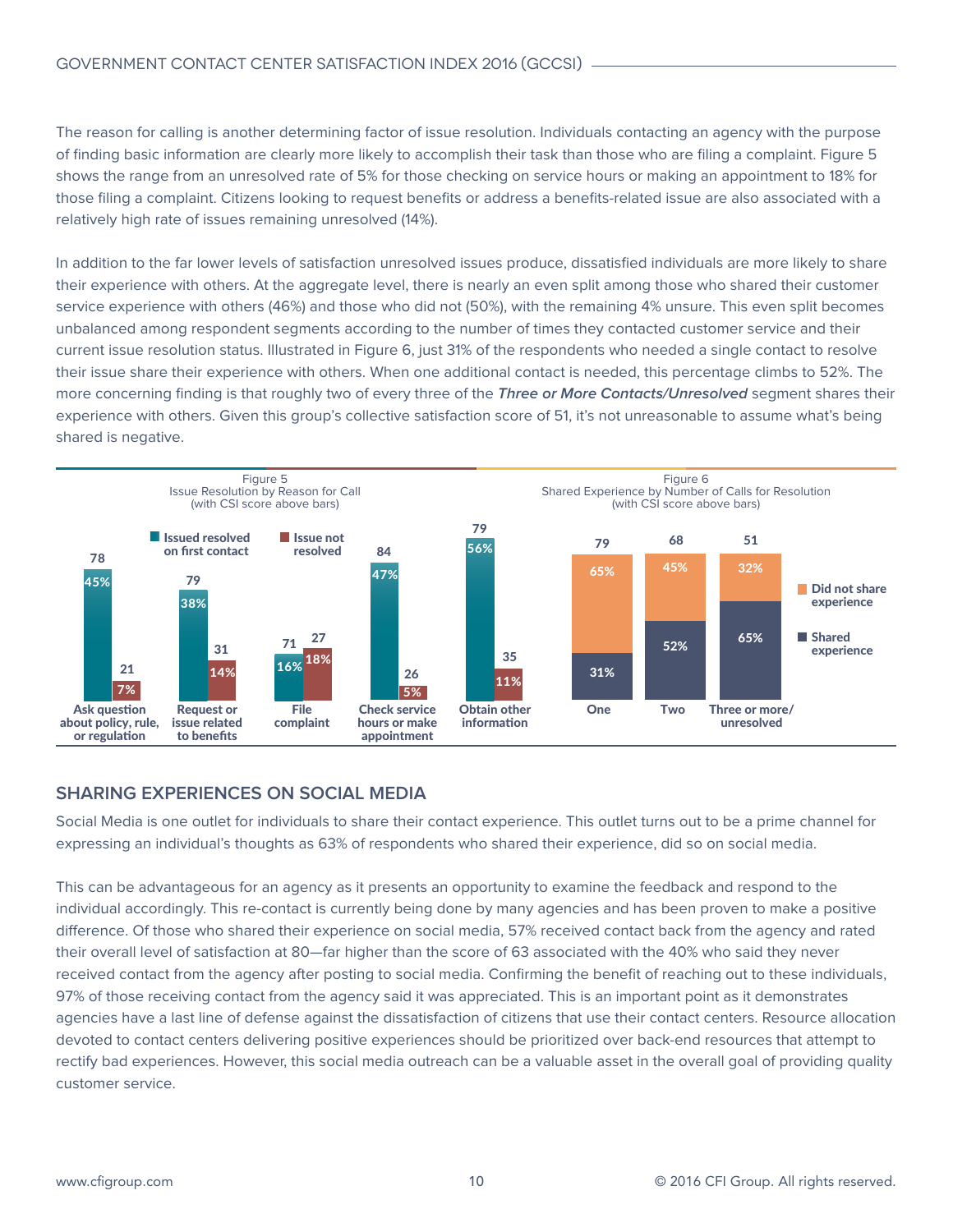The reason for calling is another determining factor of issue resolution. Individuals contacting an agency with the purpose of finding basic information are clearly more likely to accomplish their task than those who are filing a complaint. Figure 5 shows the range from an unresolved rate of 5% for those checking on service hours or making an appointment to 18% for those filing a complaint. Citizens looking to request benefits or address a benefits-related issue are also associated with a relatively high rate of issues remaining unresolved (14%).

In addition to the far lower levels of satisfaction unresolved issues produce, dissatisfied individuals are more likely to share their experience with others. At the aggregate level, there is nearly an even split among those who shared their customer service experience with others (46%) and those who did not (50%), with the remaining 4% unsure. This even split becomes unbalanced among respondent segments according to the number of times they contacted customer service and their current issue resolution status. Illustrated in Figure 6, just 31% of the respondents who needed a single contact to resolve their issue share their experience with others. When one additional contact is needed, this percentage climbs to 52%. The more concerning finding is that roughly two of every three of the ***Three or More Contacts/Unresolved*** segment shares their experience with others. Given this group's collective satisfaction score of 51, it's not unreasonable to assume what's being shared is negative.

Figure 5
Issue Resolution by Reason for Call
(with CSI score above bars)

| Reason for call | Issued resolved on first contact | CSI | Issue not resolved | CSI |
|---|---|---|---|---|
| Ask question about policy, rule, or regulation | 45% | 78 | 7% | 21 |
| Request or issue related to benefits | 38% | 79 | 14% | 31 |
| File complaint | 16% | 71 | 18% | 27 |
| Check service hours or make appointment | 47% | 84 | 5% | 26 |
| Obtain other information | 56% | 79 | 11% | 35 |

Figure 6
Shared Experience by Number of Calls for Resolution
(with CSI score above bars)

| Number of calls | CSI | Did not share experience | Shared experience |
|---|---|---|---|
| One | 79 | 65% | 31% |
| Two | 68 | 45% | 52% |
| Three or more/ unresolved | 51 | 32% | 65% |

## SHARING EXPERIENCES ON SOCIAL MEDIA

Social Media is one outlet for individuals to share their contact experience. This outlet turns out to be a prime channel for expressing an individual's thoughts as 63% of respondents who shared their experience, did so on social media.

This can be advantageous for an agency as it presents an opportunity to examine the feedback and respond to the individual accordingly. This re-contact is currently being done by many agencies and has been proven to make a positive difference. Of those who shared their experience on social media, 57% received contact back from the agency and rated their overall level of satisfaction at 80—far higher than the score of 63 associated with the 40% who said they never received contact from the agency after posting to social media. Confirming the benefit of reaching out to these individuals, 97% of those receiving contact from the agency said it was appreciated. This is an important point as it demonstrates agencies have a last line of defense against the dissatisfaction of citizens that use their contact centers. Resource allocation devoted to contact centers delivering positive experiences should be prioritized over back-end resources that attempt to rectify bad experiences. However, this social media outreach can be a valuable asset in the overall goal of providing quality customer service.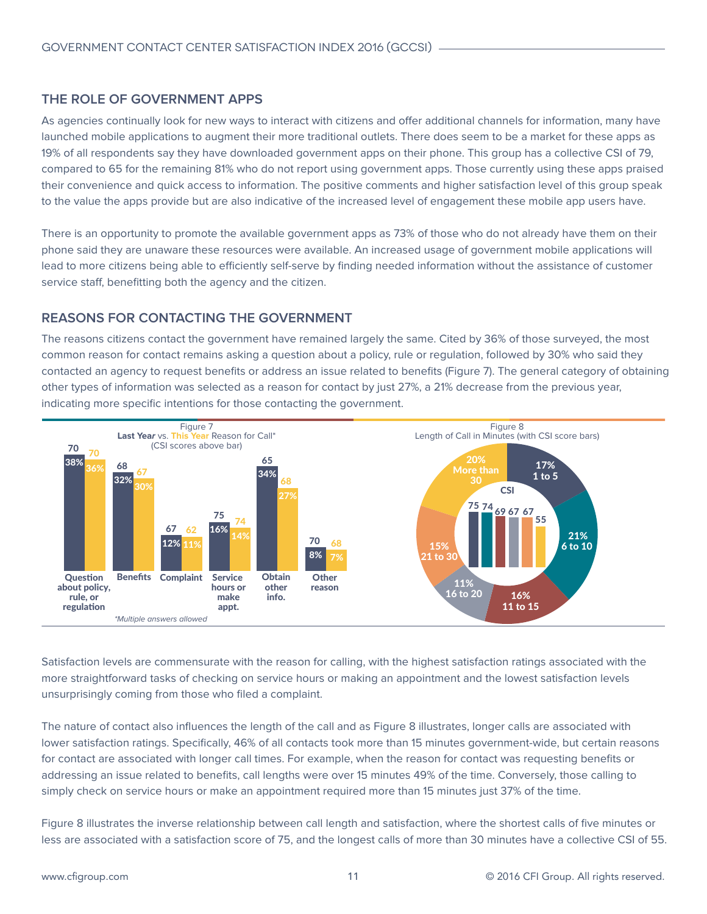## THE ROLE OF GOVERNMENT APPS

As agencies continually look for new ways to interact with citizens and offer additional channels for information, many have launched mobile applications to augment their more traditional outlets. There does seem to be a market for these apps as 19% of all respondents say they have downloaded government apps on their phone. This group has a collective CSI of 79, compared to 65 for the remaining 81% who do not report using government apps. Those currently using these apps praised their convenience and quick access to information. The positive comments and higher satisfaction level of this group speak to the value the apps provide but are also indicative of the increased level of engagement these mobile app users have.

There is an opportunity to promote the available government apps as 73% of those who do not already have them on their phone said they are unaware these resources were available. An increased usage of government mobile applications will lead to more citizens being able to efficiently self-serve by finding needed information without the assistance of customer service staff, benefitting both the agency and the citizen.

## REASONS FOR CONTACTING THE GOVERNMENT

The reasons citizens contact the government have remained largely the same. Cited by 36% of those surveyed, the most common reason for contact remains asking a question about a policy, rule or regulation, followed by 30% who said they contacted an agency to request benefits or address an issue related to benefits (Figure 7). The general category of obtaining other types of information was selected as a reason for contact by just 27%, a 21% decrease from the previous year, indicating more specific intentions for those contacting the government.

Figure 7
**Last Year** vs. **This Year** Reason for Call*
(CSI scores above bar)

| Reason for Call | Last Year % | Last Year CSI | This Year % | This Year CSI |
|---|---|---|---|---|
| Question about policy, rule, or regulation | 38% | 70 | 36% | 70 |
| Benefits | 32% | 68 | 30% | 67 |
| Complaint | 12% | 67 | 11% | 62 |
| Service hours or make appt. | 16% | 75 | 14% | 74 |
| Obtain other info. | 34% | 65 | 27% | 68 |
| Other reason | 8% | 70 | 7% | 68 |

*Multiple answers allowed*

Figure 8
Length of Call in Minutes (with CSI score bars)

| Length of Call (minutes) | % | CSI |
|---|---|---|
| 1 to 5 | 17% | 75 |
| 6 to 10 | 21% | 74 |
| 11 to 15 | 16% | 69 |
| 16 to 20 | 11% | 67 |
| 21 to 30 | 15% | 67 |
| More than 30 | 20% | 55 |

Satisfaction levels are commensurate with the reason for calling, with the highest satisfaction ratings associated with the more straightforward tasks of checking on service hours or making an appointment and the lowest satisfaction levels unsurprisingly coming from those who filed a complaint.

The nature of contact also influences the length of the call and as Figure 8 illustrates, longer calls are associated with lower satisfaction ratings. Specifically, 46% of all contacts took more than 15 minutes government-wide, but certain reasons for contact are associated with longer call times. For example, when the reason for contact was requesting benefits or addressing an issue related to benefits, call lengths were over 15 minutes 49% of the time. Conversely, those calling to simply check on service hours or make an appointment required more than 15 minutes just 37% of the time.

Figure 8 illustrates the inverse relationship between call length and satisfaction, where the shortest calls of five minutes or less are associated with a satisfaction score of 75, and the longest calls of more than 30 minutes have a collective CSI of 55.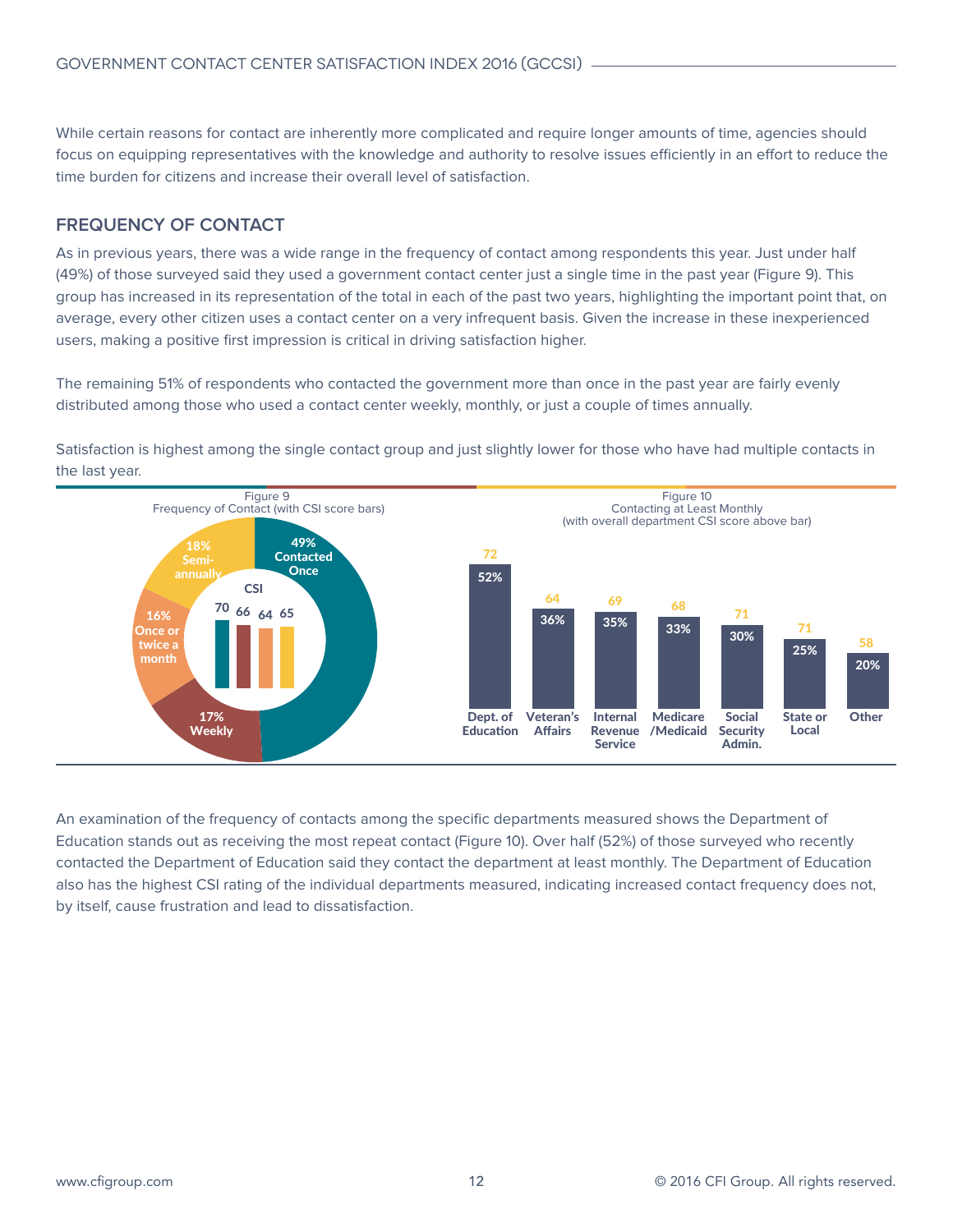While certain reasons for contact are inherently more complicated and require longer amounts of time, agencies should focus on equipping representatives with the knowledge and authority to resolve issues efficiently in an effort to reduce the time burden for citizens and increase their overall level of satisfaction.

## FREQUENCY OF CONTACT

As in previous years, there was a wide range in the frequency of contact among respondents this year. Just under half (49%) of those surveyed said they used a government contact center just a single time in the past year (Figure 9). This group has increased in its representation of the total in each of the past two years, highlighting the important point that, on average, every other citizen uses a contact center on a very infrequent basis. Given the increase in these inexperienced users, making a positive first impression is critical in driving satisfaction higher.

The remaining 51% of respondents who contacted the government more than once in the past year are fairly evenly distributed among those who used a contact center weekly, monthly, or just a couple of times annually.

Satisfaction is highest among the single contact group and just slightly lower for those who have had multiple contacts in the last year.

Figure 9
Frequency of Contact (with CSI score bars)

| Frequency | Share | CSI |
|---|---|---|
| Contacted Once | 49% | 70 |
| Weekly | 17% | 66 |
| Once or twice a month | 16% | 64 |
| Semi-annually | 18% | 65 |

Figure 10
Contacting at Least Monthly
(with overall department CSI score above bar)

| Department | Contacting at Least Monthly | CSI |
|---|---|---|
| Dept. of Education | 52% | 72 |
| Veteran's Affairs | 36% | 64 |
| Internal Revenue Service | 35% | 69 |
| Medicare /Medicaid | 33% | 68 |
| Social Security Admin. | 30% | 71 |
| State or Local | 25% | 71 |
| Other | 20% | 58 |

An examination of the frequency of contacts among the specific departments measured shows the Department of Education stands out as receiving the most repeat contact (Figure 10). Over half (52%) of those surveyed who recently contacted the Department of Education said they contact the department at least monthly. The Department of Education also has the highest CSI rating of the individual departments measured, indicating increased contact frequency does not, by itself, cause frustration and lead to dissatisfaction.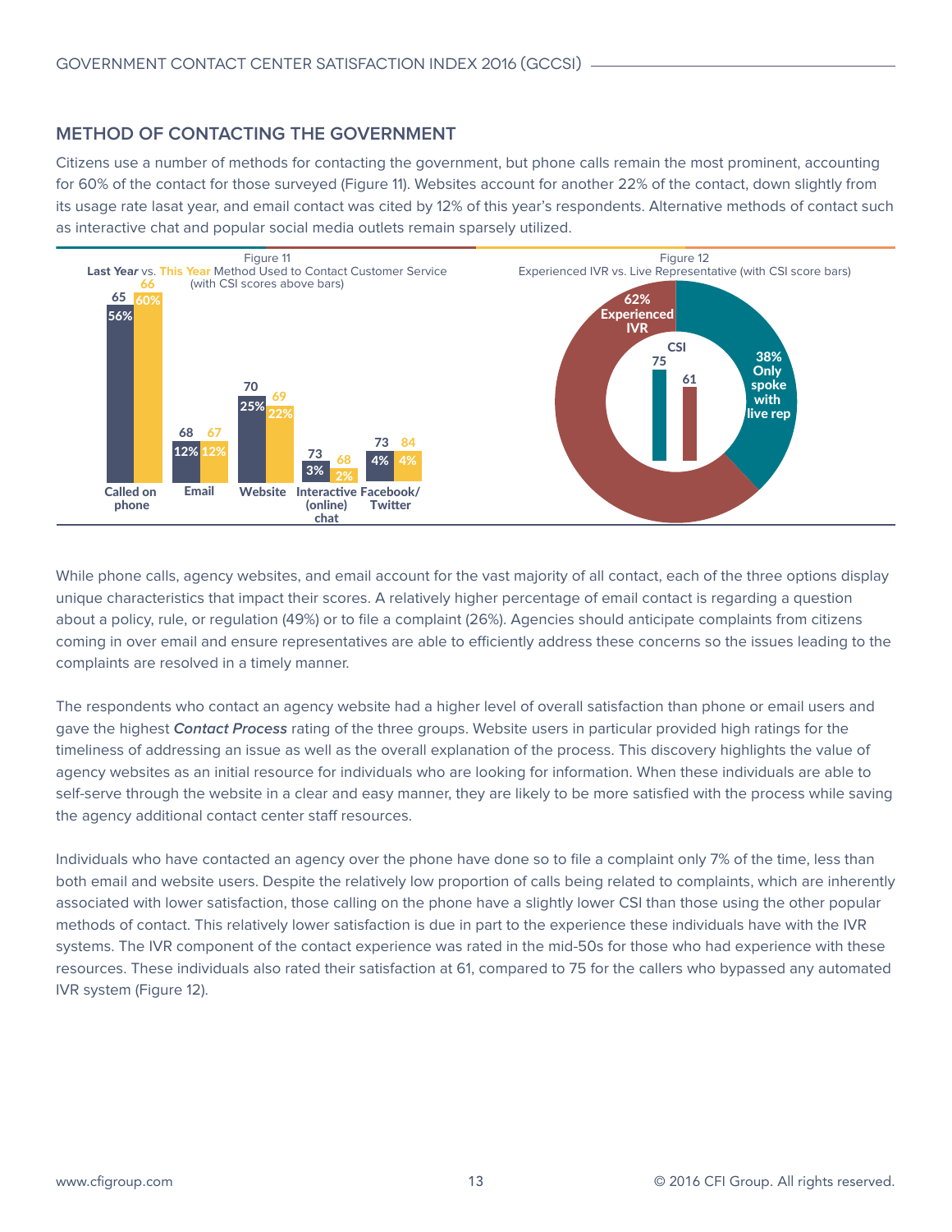## METHOD OF CONTACTING THE GOVERNMENT

Citizens use a number of methods for contacting the government, but phone calls remain the most prominent, accounting for 60% of the contact for those surveyed (Figure 11). Websites account for another 22% of the contact, down slightly from its usage rate lasat year, and email contact was cited by 12% of this year's respondents. Alternative methods of contact such as interactive chat and popular social media outlets remain sparsely utilized.

Figure 11
**Last Year** vs. **This Year** Method Used to Contact Customer Service (with CSI scores above bars)

| Method | Last Year % | Last Year CSI | This Year % | This Year CSI |
|---|---|---|---|---|
| Called on phone | 56% | 65 | 60% | 66 |
| Email | 12% | 68 | 12% | 67 |
| Website | 25% | 70 | 22% | 69 |
| Interactive (online) chat | 3% | 73 | 2% | 68 |
| Facebook/ Twitter | 4% | 73 | 4% | 84 |

Figure 12
Experienced IVR vs. Live Representative (with CSI score bars)

| Group | Share | CSI |
|---|---|---|
| Experienced IVR | 62% | 61 |
| Only spoke with live rep | 38% | 75 |

While phone calls, agency websites, and email account for the vast majority of all contact, each of the three options display unique characteristics that impact their scores. A relatively higher percentage of email contact is regarding a question about a policy, rule, or regulation (49%) or to file a complaint (26%). Agencies should anticipate complaints from citizens coming in over email and ensure representatives are able to efficiently address these concerns so the issues leading to the complaints are resolved in a timely manner.

The respondents who contact an agency website had a higher level of overall satisfaction than phone or email users and gave the highest ***Contact Process*** rating of the three groups. Website users in particular provided high ratings for the timeliness of addressing an issue as well as the overall explanation of the process. This discovery highlights the value of agency websites as an initial resource for individuals who are looking for information. When these individuals are able to self-serve through the website in a clear and easy manner, they are likely to be more satisfied with the process while saving the agency additional contact center staff resources.

Individuals who have contacted an agency over the phone have done so to file a complaint only 7% of the time, less than both email and website users. Despite the relatively low proportion of calls being related to complaints, which are inherently associated with lower satisfaction, those calling on the phone have a slightly lower CSI than those using the other popular methods of contact. This relatively lower satisfaction is due in part to the experience these individuals have with the IVR systems. The IVR component of the contact experience was rated in the mid-50s for those who had experience with these resources. These individuals also rated their satisfaction at 61, compared to 75 for the callers who bypassed any automated IVR system (Figure 12).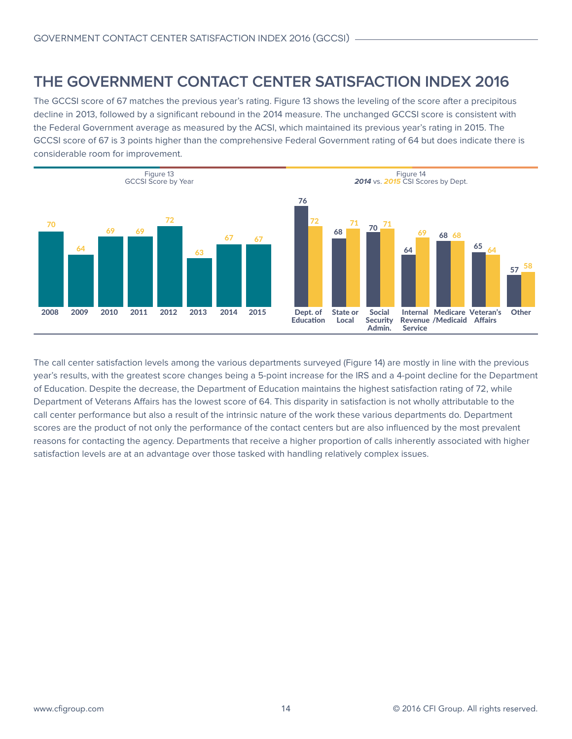# THE GOVERNMENT CONTACT CENTER SATISFACTION INDEX 2016

The GCCSI score of 67 matches the previous year's rating. Figure 13 shows the leveling of the score after a precipitous decline in 2013, followed by a significant rebound in the 2014 measure. The unchanged GCCSI score is consistent with the Federal Government average as measured by the ACSI, which maintained its previous year's rating in 2015. The GCCSI score of 67 is 3 points higher than the comprehensive Federal Government rating of 64 but does indicate there is considerable room for improvement.

Figure 13
GCCSI Score by Year

| 2008 | 2009 | 2010 | 2011 | 2012 | 2013 | 2014 | 2015 |
|---|---|---|---|---|---|---|---|
| 70 | 64 | 69 | 69 | 72 | 63 | 67 | 67 |

Figure 14
*2014* vs. *2015* CSI Scores by Dept.

| | Dept. of Education | State or Local | Social Security Admin. | Internal Revenue Service | Medicare /Medicaid | Veteran's Affairs | Other |
|---|---|---|---|---|---|---|---|
| 2014 | 76 | 68 | 70 | 64 | 68 | 65 | 57 |
| 2015 | 72 | 71 | 71 | 69 | 68 | 64 | 58 |

The call center satisfaction levels among the various departments surveyed (Figure 14) are mostly in line with the previous year's results, with the greatest score changes being a 5-point increase for the IRS and a 4-point decline for the Department of Education. Despite the decrease, the Department of Education maintains the highest satisfaction rating of 72, while Department of Veterans Affairs has the lowest score of 64. This disparity in satisfaction is not wholly attributable to the call center performance but also a result of the intrinsic nature of the work these various departments do. Department scores are the product of not only the performance of the contact centers but are also influenced by the most prevalent reasons for contacting the agency. Departments that receive a higher proportion of calls inherently associated with higher satisfaction levels are at an advantage over those tasked with handling relatively complex issues.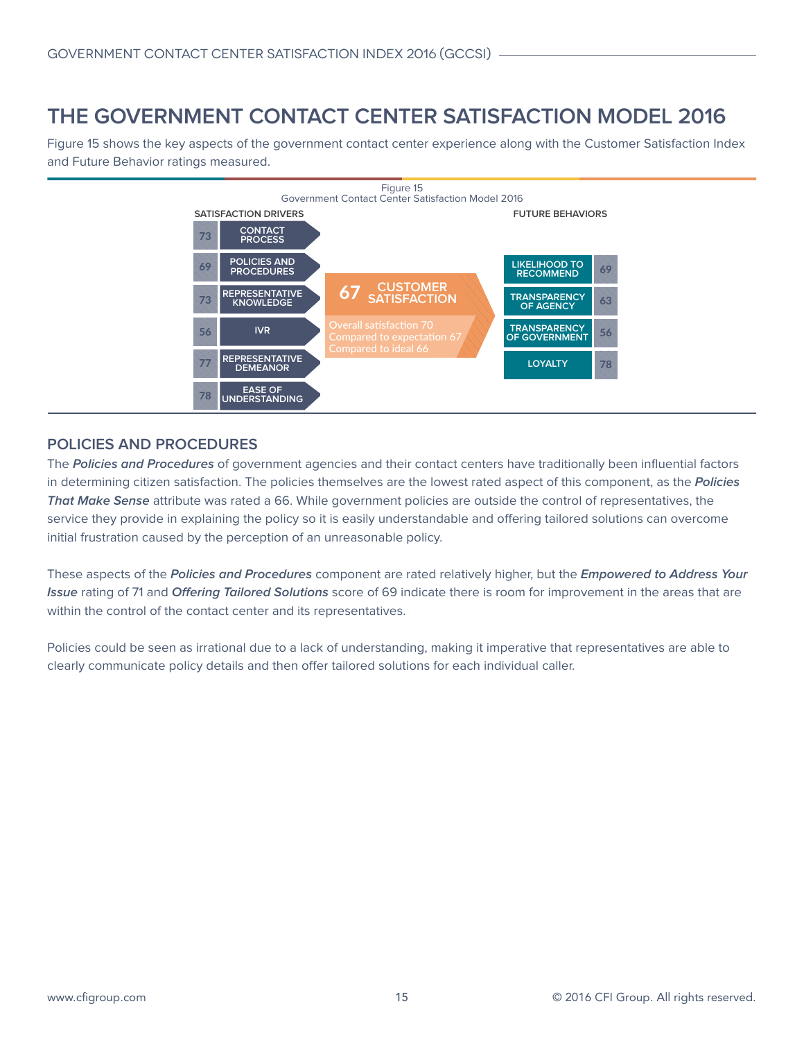# THE GOVERNMENT CONTACT CENTER SATISFACTION MODEL 2016

Figure 15 shows the key aspects of the government contact center experience along with the Customer Satisfaction Index and Future Behavior ratings measured.

Figure 15
Government Contact Center Satisfaction Model 2016

**SATISFACTION DRIVERS**

| Score | Driver |
|---|---|
| 73 | CONTACT PROCESS |
| 69 | POLICIES AND PROCEDURES |
| 73 | REPRESENTATIVE KNOWLEDGE |
| 56 | IVR |
| 77 | REPRESENTATIVE DEMEANOR |
| 78 | EASE OF UNDERSTANDING |

**67 CUSTOMER SATISFACTION**

Overall satisfaction 70
Compared to expectation 67
Compared to ideal 66

**FUTURE BEHAVIORS**

| Behavior | Score |
|---|---|
| LIKELIHOOD TO RECOMMEND | 69 |
| TRANSPARENCY OF AGENCY | 63 |
| TRANSPARENCY OF GOVERNMENT | 56 |
| LOYALTY | 78 |

## POLICIES AND PROCEDURES

The ***Policies and Procedures*** of government agencies and their contact centers have traditionally been influential factors in determining citizen satisfaction. The policies themselves are the lowest rated aspect of this component, as the ***Policies That Make Sense*** attribute was rated a 66. While government policies are outside the control of representatives, the service they provide in explaining the policy so it is easily understandable and offering tailored solutions can overcome initial frustration caused by the perception of an unreasonable policy.

These aspects of the ***Policies and Procedures*** component are rated relatively higher, but the ***Empowered to Address Your Issue*** rating of 71 and ***Offering Tailored Solutions*** score of 69 indicate there is room for improvement in the areas that are within the control of the contact center and its representatives.

Policies could be seen as irrational due to a lack of understanding, making it imperative that representatives are able to clearly communicate policy details and then offer tailored solutions for each individual caller.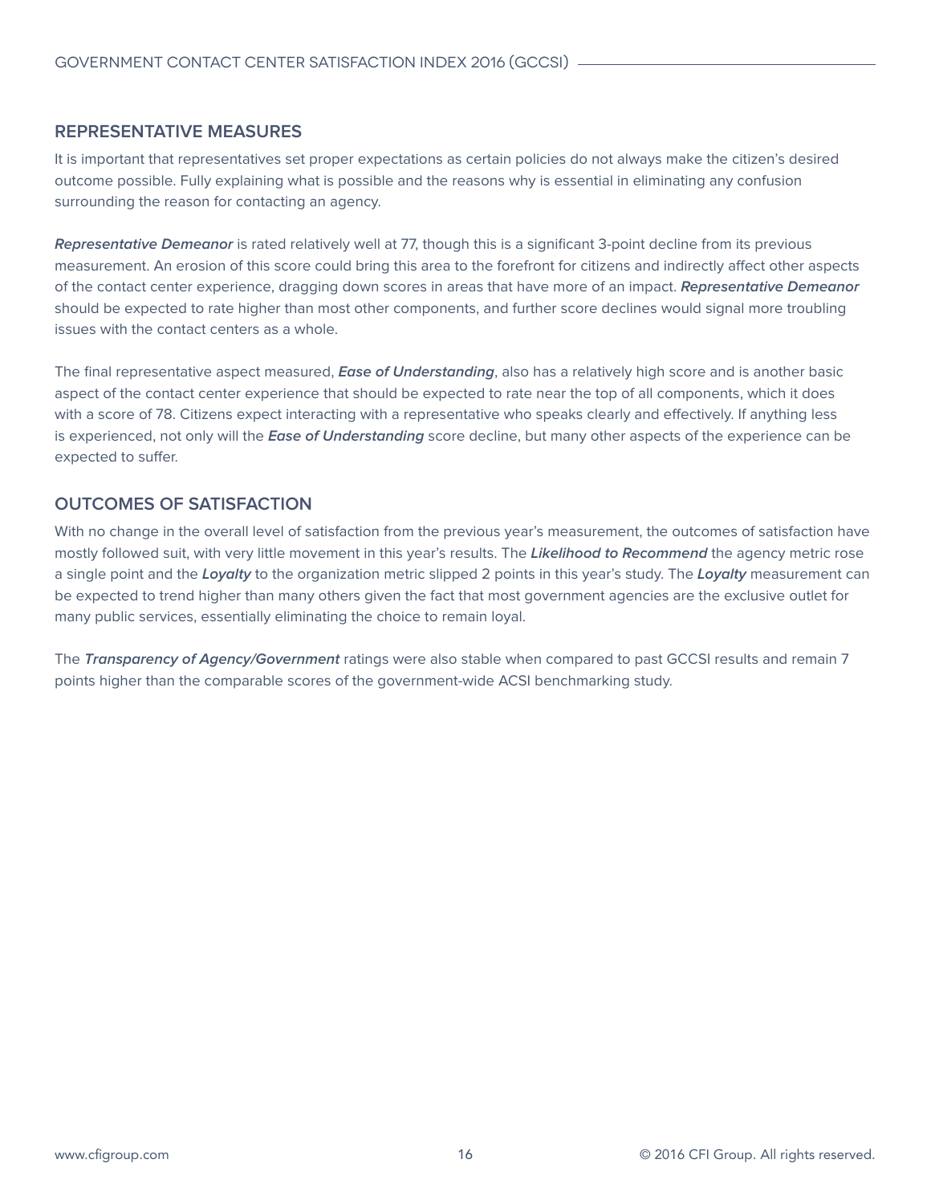## REPRESENTATIVE MEASURES

It is important that representatives set proper expectations as certain policies do not always make the citizen's desired outcome possible. Fully explaining what is possible and the reasons why is essential in eliminating any confusion surrounding the reason for contacting an agency.

***Representative Demeanor*** is rated relatively well at 77, though this is a significant 3-point decline from its previous measurement. An erosion of this score could bring this area to the forefront for citizens and indirectly affect other aspects of the contact center experience, dragging down scores in areas that have more of an impact. ***Representative Demeanor*** should be expected to rate higher than most other components, and further score declines would signal more troubling issues with the contact centers as a whole.

The final representative aspect measured, ***Ease of Understanding***, also has a relatively high score and is another basic aspect of the contact center experience that should be expected to rate near the top of all components, which it does with a score of 78. Citizens expect interacting with a representative who speaks clearly and effectively. If anything less is experienced, not only will the ***Ease of Understanding*** score decline, but many other aspects of the experience can be expected to suffer.

## OUTCOMES OF SATISFACTION

With no change in the overall level of satisfaction from the previous year's measurement, the outcomes of satisfaction have mostly followed suit, with very little movement in this year's results. The ***Likelihood to Recommend*** the agency metric rose a single point and the ***Loyalty*** to the organization metric slipped 2 points in this year's study. The ***Loyalty*** measurement can be expected to trend higher than many others given the fact that most government agencies are the exclusive outlet for many public services, essentially eliminating the choice to remain loyal.

The ***Transparency of Agency/Government*** ratings were also stable when compared to past GCCSI results and remain 7 points higher than the comparable scores of the government-wide ACSI benchmarking study.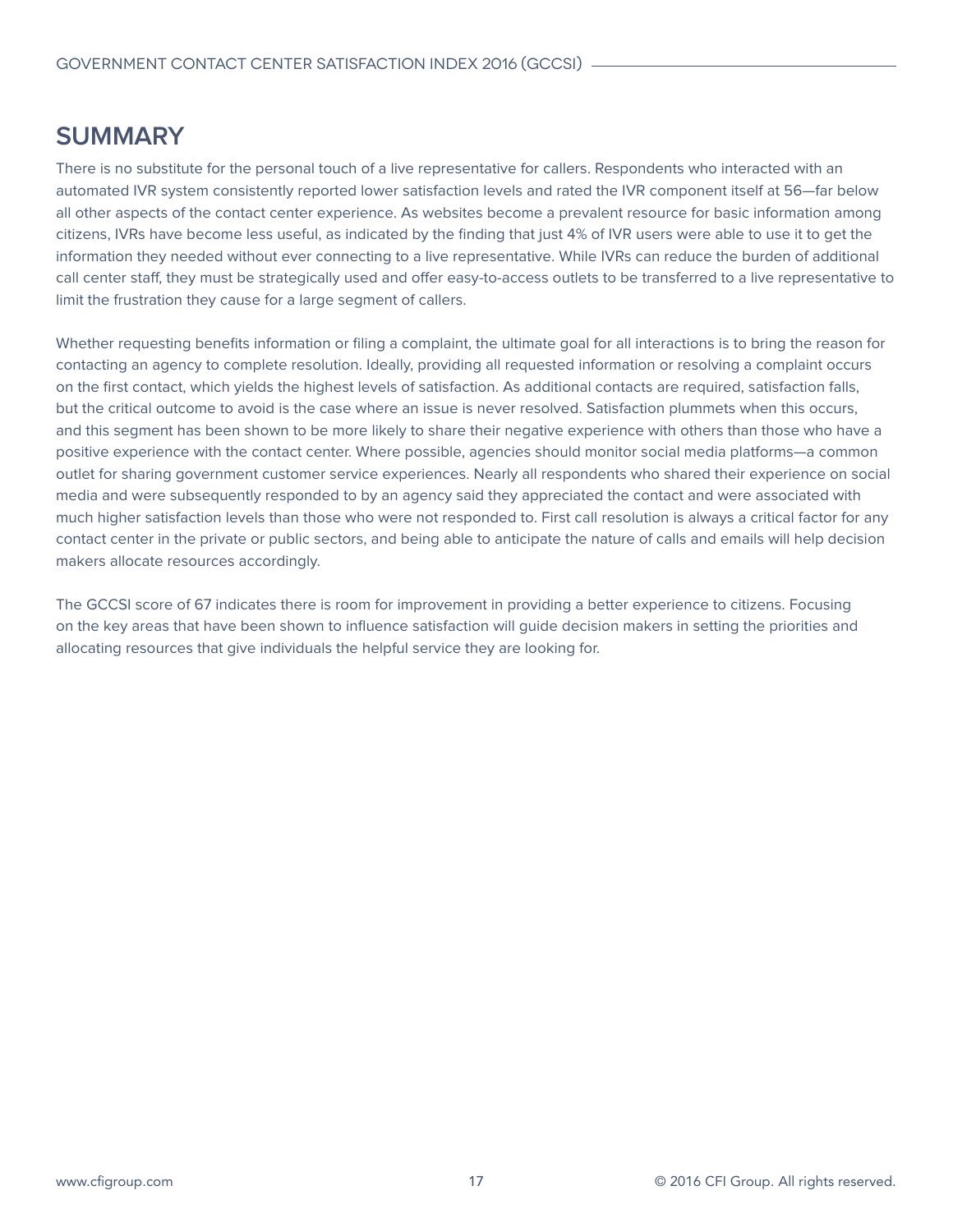## SUMMARY

There is no substitute for the personal touch of a live representative for callers. Respondents who interacted with an automated IVR system consistently reported lower satisfaction levels and rated the IVR component itself at 56—far below all other aspects of the contact center experience. As websites become a prevalent resource for basic information among citizens, IVRs have become less useful, as indicated by the finding that just 4% of IVR users were able to use it to get the information they needed without ever connecting to a live representative. While IVRs can reduce the burden of additional call center staff, they must be strategically used and offer easy-to-access outlets to be transferred to a live representative to limit the frustration they cause for a large segment of callers.

Whether requesting benefits information or filing a complaint, the ultimate goal for all interactions is to bring the reason for contacting an agency to complete resolution. Ideally, providing all requested information or resolving a complaint occurs on the first contact, which yields the highest levels of satisfaction. As additional contacts are required, satisfaction falls, but the critical outcome to avoid is the case where an issue is never resolved. Satisfaction plummets when this occurs, and this segment has been shown to be more likely to share their negative experience with others than those who have a positive experience with the contact center. Where possible, agencies should monitor social media platforms—a common outlet for sharing government customer service experiences. Nearly all respondents who shared their experience on social media and were subsequently responded to by an agency said they appreciated the contact and were associated with much higher satisfaction levels than those who were not responded to. First call resolution is always a critical factor for any contact center in the private or public sectors, and being able to anticipate the nature of calls and emails will help decision makers allocate resources accordingly.

The GCCSI score of 67 indicates there is room for improvement in providing a better experience to citizens. Focusing on the key areas that have been shown to influence satisfaction will guide decision makers in setting the priorities and allocating resources that give individuals the helpful service they are looking for.